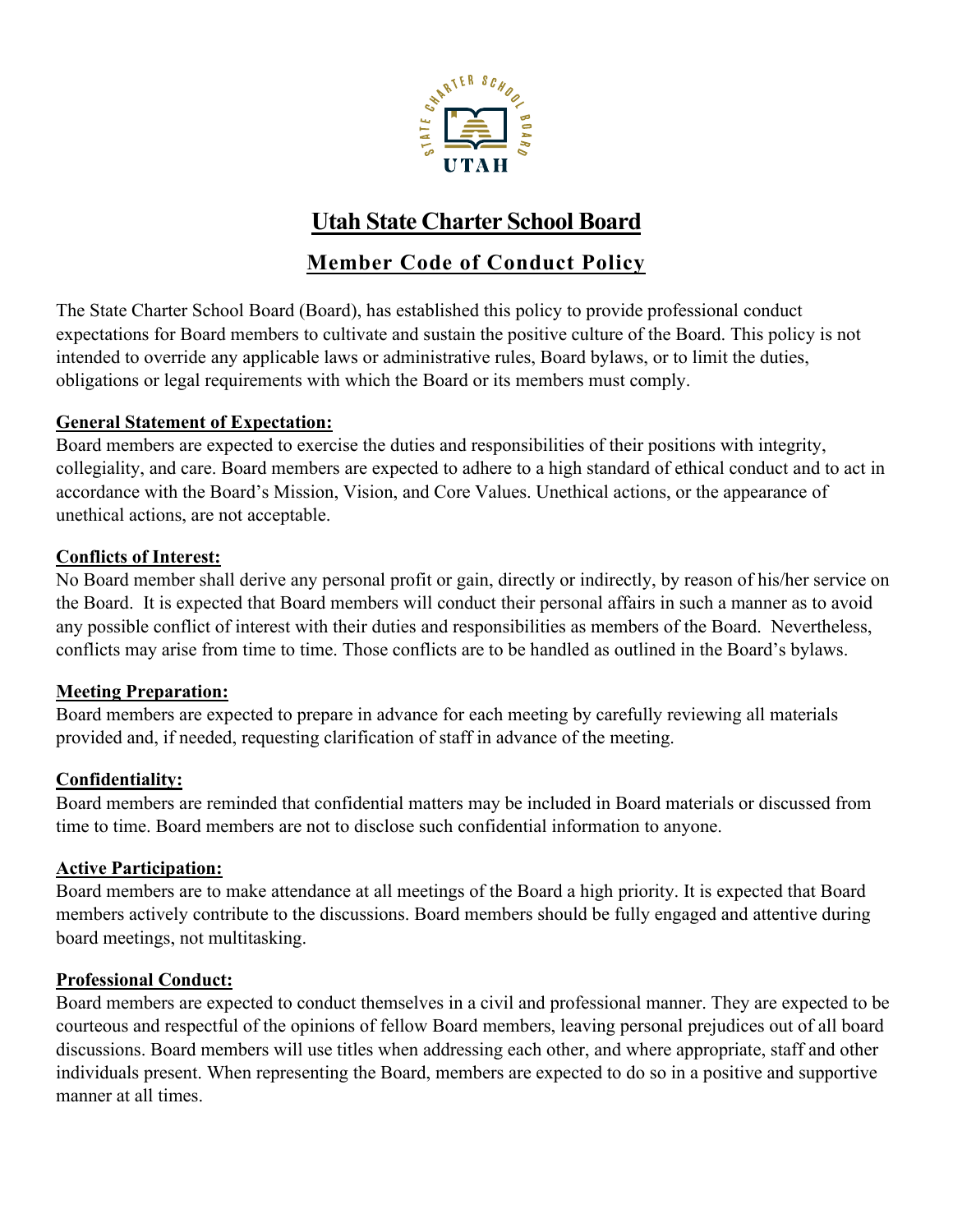# Utah State Charter School Board

## Member Code of Conduct Policy

The State Charter School Board (Board), has established this policy to provide professional conduct expectations for Board members to cultivate and sustain the positive culture of the Board. This policy is not intended to override any applicable laws or administrative rules, Board bylaws, or to limit the duties, obligations or legal requirements with which the Board or its members must comply.

**General Statement of Expectation:**

Board members are expected to exercise the duties and responsibilities of their positions with integrity, collegiality, and care. Board members are expected to adhere to a high standard of ethical conduct and to act in accordance with the Board's Mission, Vision, and Core Values. Unethical actions, or the appearance of unethical actions, are not acceptable.

**Conflicts of Interest:**

No Board member shall derive any personal profit or gain, directly or indirectly, by reason of his/her service on the Board. It is expected that Board members will conduct their personal affairs in such a manner as to avoid any possible conflict of interest with their duties and responsibilities as members of the Board. Nevertheless, conflicts may arise from time to time. Those conflicts are to be handled as outlined in the Board's bylaws.

**Meeting Preparation:**

Board members are expected to prepare in advance for each meeting by carefully reviewing all materials provided and, if needed, requesting clarification of staff in advance of the meeting.

**Confidentiality:**

Board members are reminded that confidential matters may be included in Board materials or discussed from time to time. Board members are not to disclose such confidential information to anyone.

**Active Participation:**

Board members are to make attendance at all meetings of the Board a high priority. It is expected that Board members actively contribute to the discussions. Board members should be fully engaged and attentive during board meetings, not multitasking.

**Professional Conduct:**

Board members are expected to conduct themselves in a civil and professional manner. They are expected to be courteous and respectful of the opinions of fellow Board members, leaving personal prejudices out of all board discussions. Board members will use titles when addressing each other, and where appropriate, staff and other individuals present. When representing the Board, members are expected to do so in a positive and supportive manner at all times.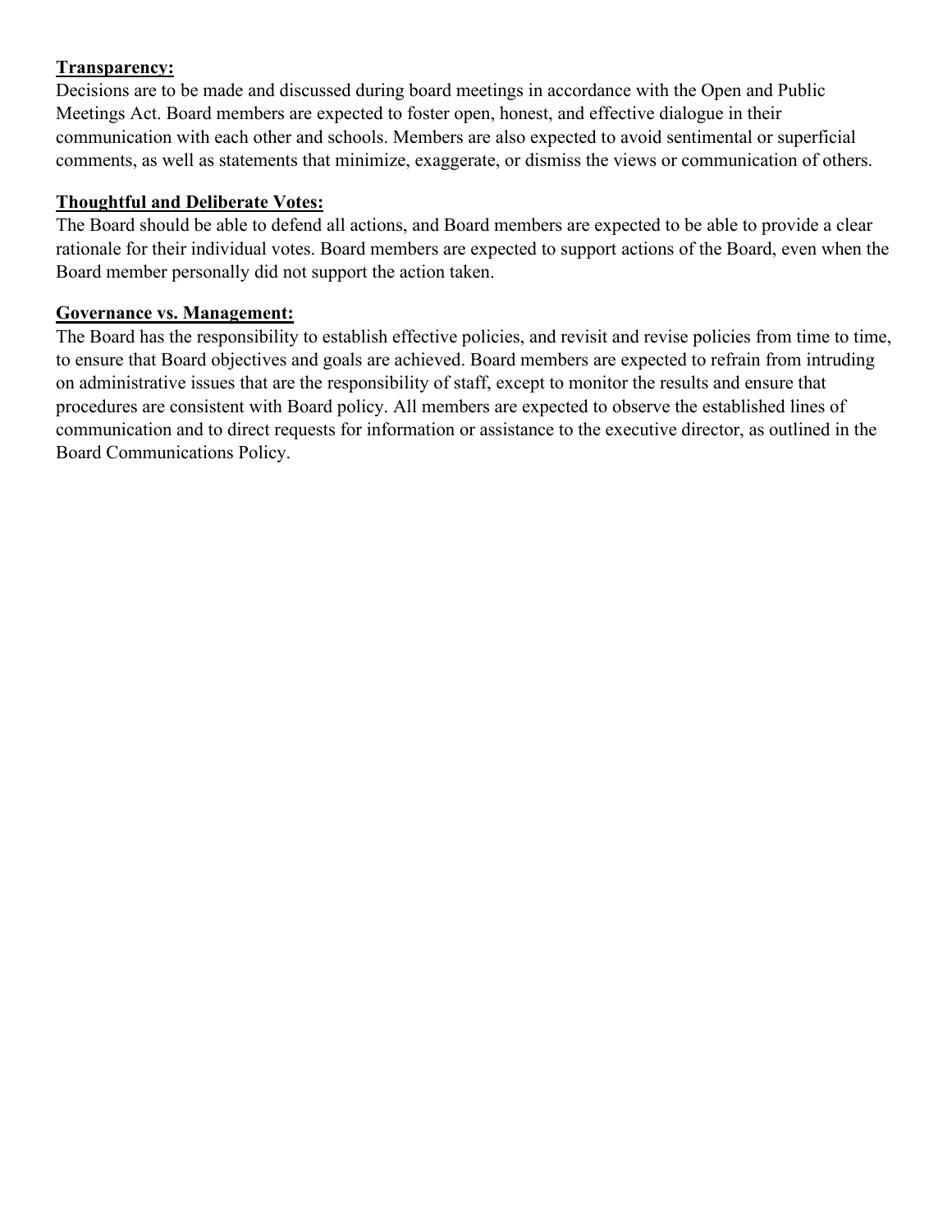**Transparency:**

Decisions are to be made and discussed during board meetings in accordance with the Open and Public Meetings Act. Board members are expected to foster open, honest, and effective dialogue in their communication with each other and schools. Members are also expected to avoid sentimental or superficial comments, as well as statements that minimize, exaggerate, or dismiss the views or communication of others.

**Thoughtful and Deliberate Votes:**

The Board should be able to defend all actions, and Board members are expected to be able to provide a clear rationale for their individual votes. Board members are expected to support actions of the Board, even when the Board member personally did not support the action taken.

**Governance vs. Management:**

The Board has the responsibility to establish effective policies, and revisit and revise policies from time to time, to ensure that Board objectives and goals are achieved. Board members are expected to refrain from intruding on administrative issues that are the responsibility of staff, except to monitor the results and ensure that procedures are consistent with Board policy. All members are expected to observe the established lines of communication and to direct requests for information or assistance to the executive director, as outlined in the Board Communications Policy.